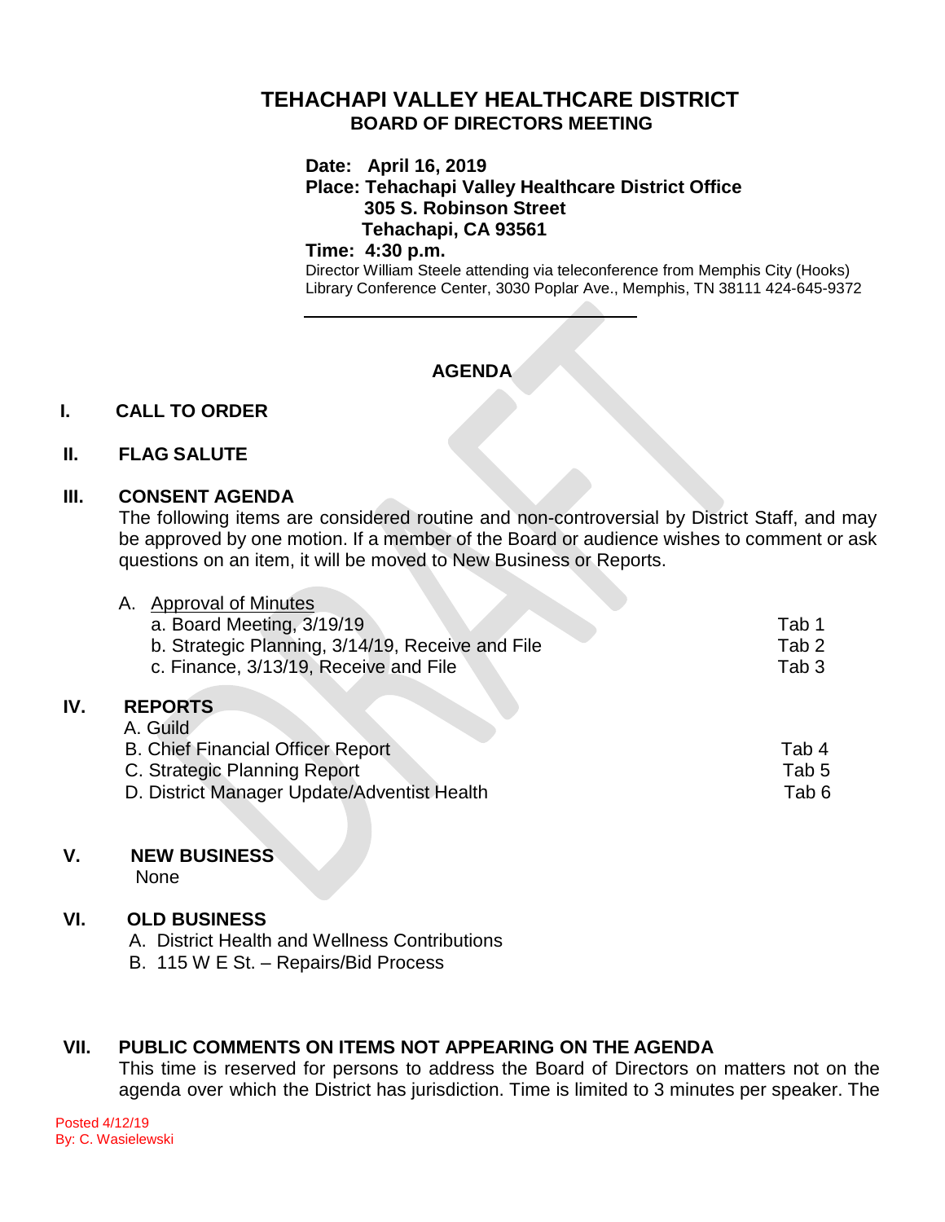# TEHACHAPI VALLEY HEALTHCARE DISTRICT
## BOARD OF DIRECTORS MEETING

**Date: April 16, 2019**
**Place: Tehachapi Valley Healthcare District Office**
**305 S. Robinson Street**
**Tehachapi, CA 93561**
**Time: 4:30 p.m.**
Director William Steele attending via teleconference from Memphis City (Hooks) Library Conference Center, 3030 Poplar Ave., Memphis, TN 38111 424-645-9372

---

**AGENDA**

**I. CALL TO ORDER**

**II. FLAG SALUTE**

**III. CONSENT AGENDA**

The following items are considered routine and non-controversial by District Staff, and may be approved by one motion. If a member of the Board or audience wishes to comment or ask questions on an item, it will be moved to New Business or Reports.

A. Approval of Minutes

| | |
|---|---|
| a. Board Meeting, 3/19/19 | Tab 1 |
| b. Strategic Planning, 3/14/19, Receive and File | Tab 2 |
| c. Finance, 3/13/19, Receive and File | Tab 3 |

**IV. REPORTS**

| | |
|---|---|
| A. Guild | |
| B. Chief Financial Officer Report | Tab 4 |
| C. Strategic Planning Report | Tab 5 |
| D. District Manager Update/Adventist Health | Tab 6 |

**V. NEW BUSINESS**

None

**VI. OLD BUSINESS**

A. District Health and Wellness Contributions
B. 115 W E St. – Repairs/Bid Process

**VII. PUBLIC COMMENTS ON ITEMS NOT APPEARING ON THE AGENDA**

This time is reserved for persons to address the Board of Directors on matters not on the agenda over which the District has jurisdiction. Time is limited to 3 minutes per speaker. The

Posted 4/12/19
By: C. Wasielewski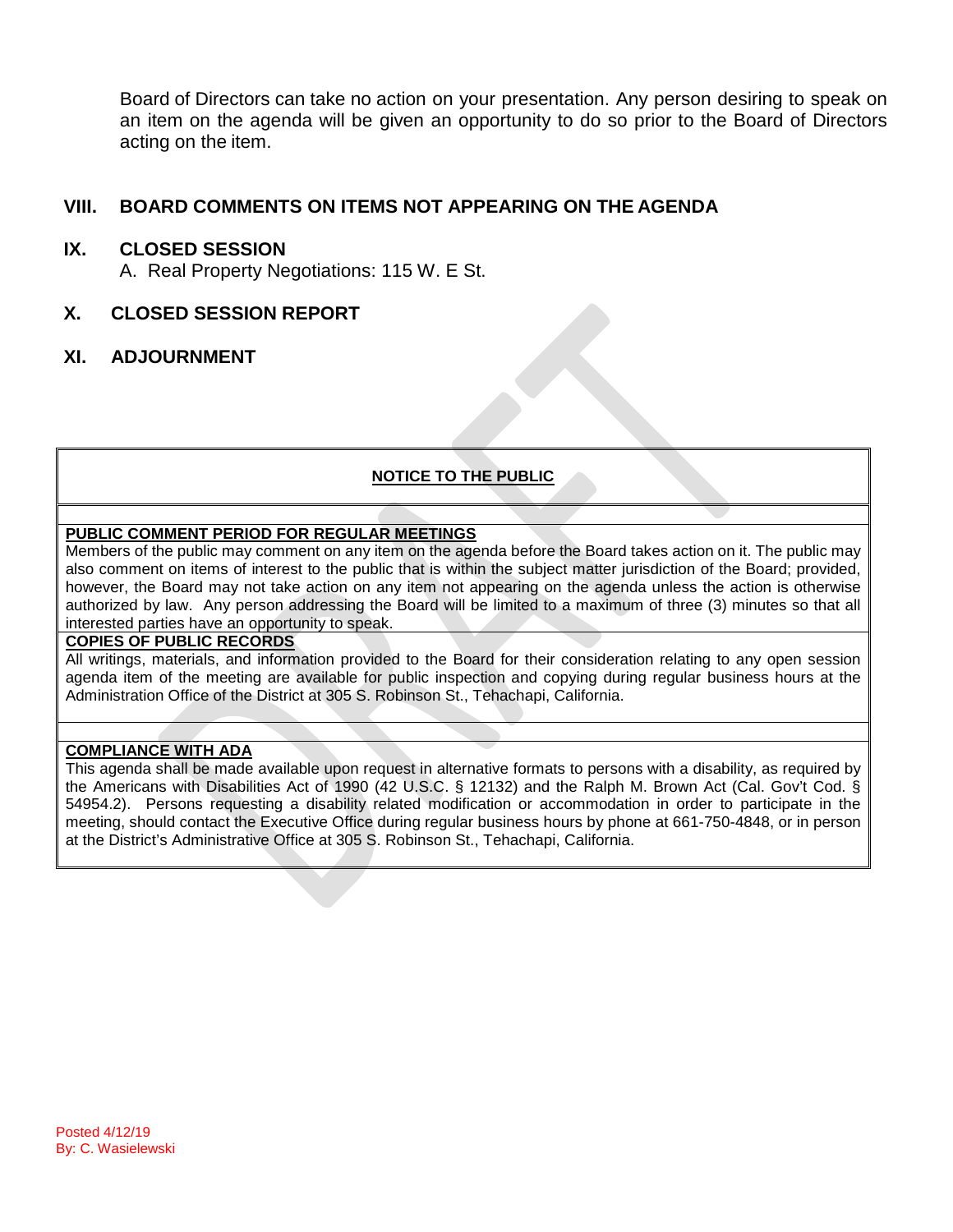Board of Directors can take no action on your presentation. Any person desiring to speak on an item on the agenda will be given an opportunity to do so prior to the Board of Directors acting on the item.

## VIII. BOARD COMMENTS ON ITEMS NOT APPEARING ON THE AGENDA

## IX. CLOSED SESSION

A. Real Property Negotiations: 115 W. E St.

## X. CLOSED SESSION REPORT

## XI. ADJOURNMENT

**NOTICE TO THE PUBLIC**

**PUBLIC COMMENT PERIOD FOR REGULAR MEETINGS**

Members of the public may comment on any item on the agenda before the Board takes action on it. The public may also comment on items of interest to the public that is within the subject matter jurisdiction of the Board; provided, however, the Board may not take action on any item not appearing on the agenda unless the action is otherwise authorized by law. Any person addressing the Board will be limited to a maximum of three (3) minutes so that all interested parties have an opportunity to speak.

**COPIES OF PUBLIC RECORDS**

All writings, materials, and information provided to the Board for their consideration relating to any open session agenda item of the meeting are available for public inspection and copying during regular business hours at the Administration Office of the District at 305 S. Robinson St., Tehachapi, California.

**COMPLIANCE WITH ADA**

This agenda shall be made available upon request in alternative formats to persons with a disability, as required by the Americans with Disabilities Act of 1990 (42 U.S.C. § 12132) and the Ralph M. Brown Act (Cal. Gov't Cod. § 54954.2). Persons requesting a disability related modification or accommodation in order to participate in the meeting, should contact the Executive Office during regular business hours by phone at 661-750-4848, or in person at the District's Administrative Office at 305 S. Robinson St., Tehachapi, California.

Posted 4/12/19
By: C. Wasielewski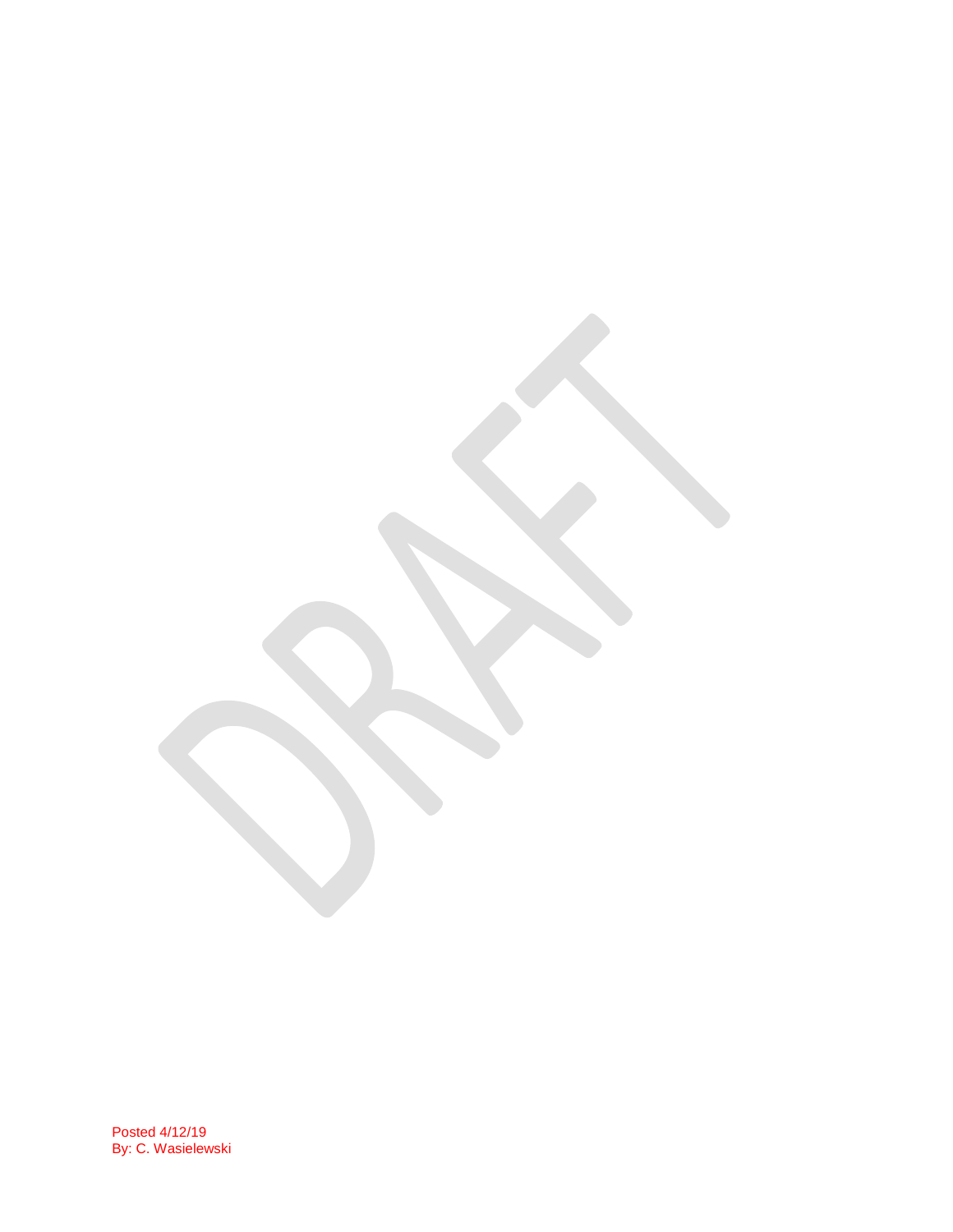DRAFT

Posted 4/12/19
By: C. Wasielewski